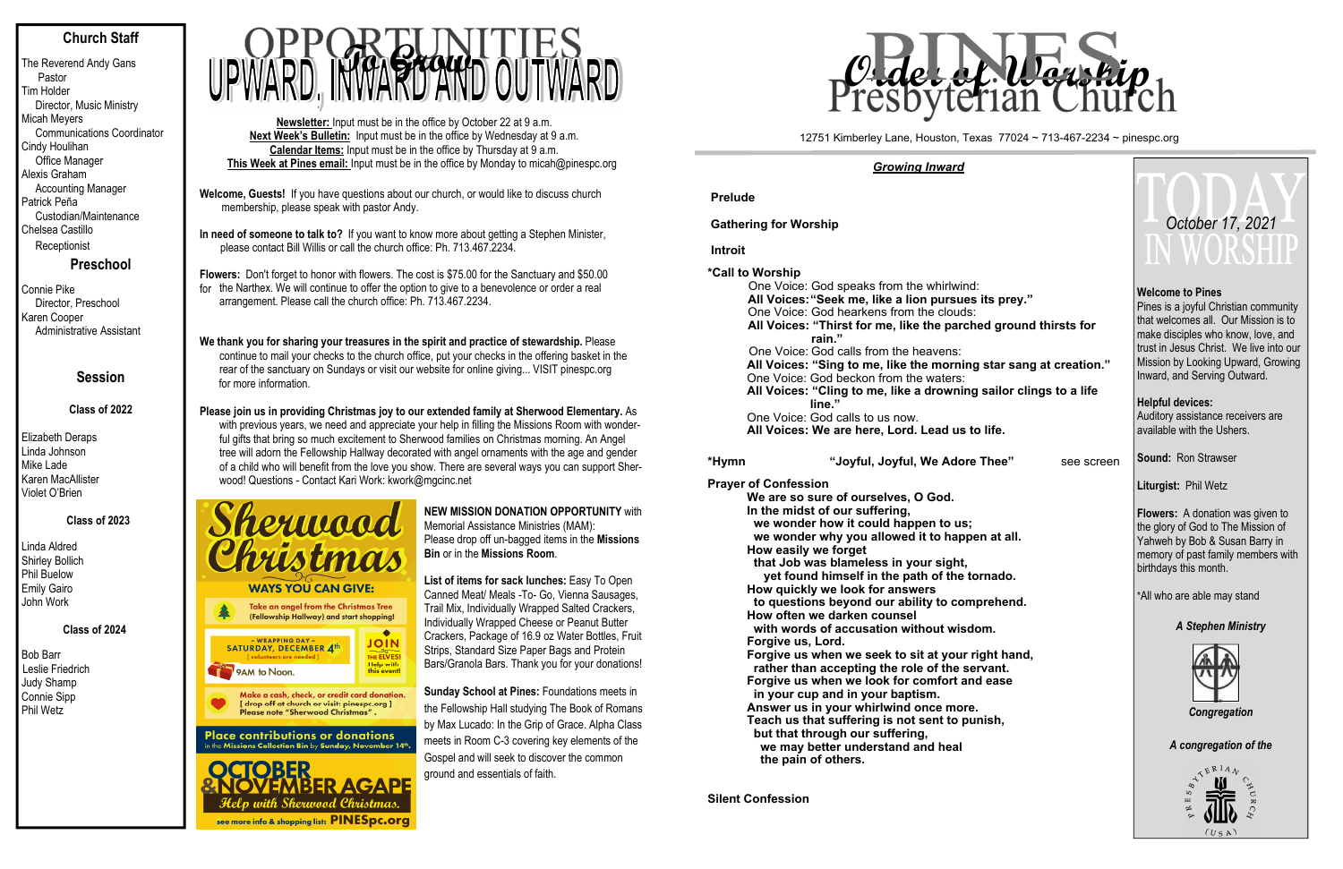## Church Staff

The Reverend Andy Gans
Pastor
Tim Holder
Director, Music Ministry
Micah Meyers
Communications Coordinator
Cindy Houlihan
Office Manager
Alexis Graham
Accounting Manager
Patrick Peña
Custodian/Maintenance
Chelsea Castillo
Receptionist

## Preschool

Connie Pike
Director, Preschool
Karen Cooper
Administrative Assistant

## Session

### Class of 2022

Elizabeth Deraps
Linda Johnson
Mike Lade
Karen MacAllister
Violet O'Brien

### Class of 2023

Linda Aldred
Shirley Bollich
Phil Buelow
Emily Gairo
John Work

### Class of 2024

Bob Barr
Leslie Friedrich
Judy Shamp
Connie Sipp
Phil Wetz

# OPPORTUNITIES To Grow UPWARD, INWARD AND OUTWARD

**Newsletter:** Input must be in the office by October 22 at 9 a.m.
**Next Week's Bulletin:** Input must be in the office by Wednesday at 9 a.m.
**Calendar Items:** Input must be in the office by Thursday at 9 a.m.
**This Week at Pines email:** Input must be in the office by Monday to micah@pinespc.org

**Welcome, Guests!** If you have questions about our church, or would like to discuss church membership, please speak with pastor Andy.

**In need of someone to talk to?** If you want to know more about getting a Stephen Minister, please contact Bill Willis or call the church office: Ph. 713.467.2234.

**Flowers:** Don't forget to honor with flowers. The cost is $75.00 for the Sanctuary and $50.00 for the Narthex. We will continue to offer the option to give to a benevolence or order a real arrangement. Please call the church office: Ph. 713.467.2234.

**We thank you for sharing your treasures in the spirit and practice of stewardship.** Please continue to mail your checks to the church office, put your checks in the offering basket in the rear of the sanctuary on Sundays or visit our website for online giving... VISIT pinespc.org for more information.

**Please join us in providing Christmas joy to our extended family at Sherwood Elementary.** As with previous years, we need and appreciate your help in filling the Missions Room with wonderful gifts that bring so much excitement to Sherwood families on Christmas morning. An Angel tree will adorn the Fellowship Hallway decorated with angel ornaments with the age and gender of a child who will benefit from the love you show. There are several ways you can support Sherwood! Questions - Contact Kari Work: kwork@mgcinc.net

**Sherwood Christmas**

**WAYS YOU CAN GIVE:**

- Take an ornament from the Christmas Tree (Fellowship Hallway) and start shopping!
- ~ WRAPPING DAY ~ SATURDAY, DECEMBER 4th [volunteers are needed] 9AM to Noon. JOIN THE ELVES! Help with this event!
- Make a cash, check, or credit card donation. [drop off at church or visit: pinespc.org] Please note "Sherwood Christmas".

**Place contributions or donations** in the Missions Collection Bin by Sunday, November 14th.

**OCTOBER & NOVEMBER AGAPE** *Help with Sherwood Christmas.* see more info & shopping list: **PINESpc.org**

**NEW MISSION DONATION OPPORTUNITY** with Memorial Assistance Ministries (MAM): Please drop off un-bagged items in the **Missions Bin** or in the **Missions Room**.

**List of items for sack lunches:** Easy To Open Canned Meat/ Meals -To- Go, Vienna Sausages, Trail Mix, Individually Wrapped Salted Crackers, Individually Wrapped Cheese or Peanut Butter Crackers, Package of 16.9 oz Water Bottles, Fruit Strips, Standard Size Paper Bags and Protein Bars/Granola Bars. Thank you for your donations!

**Sunday School at Pines:** Foundations meets in the Fellowship Hall studying The Book of Romans by Max Lucado: In the Grip of Grace. Alpha Class meets in Room C-3 covering key elements of the Gospel and will seek to discover the common ground and essentials of faith.

# PINES Presbyterian Church — Order of Worship

12751 Kimberley Lane, Houston, Texas 77024 ~ 713-467-2234 ~ pinespc.org

## *Growing Inward*

**Prelude**

**Gathering for Worship**

**Introit**

**\*Call to Worship**

One Voice: God speaks from the whirlwind:
**All Voices: "Seek me, like a lion pursues its prey."**
One Voice: God hearkens from the clouds:
**All Voices: "Thirst for me, like the parched ground thirsts for rain."**
One Voice: God calls from the heavens:
**All Voices: "Sing to me, like the morning star sang at creation."**
One Voice: God beckon from the waters:
**All Voices: "Cling to me, like a drowning sailor clings to a life line."**
One Voice: God calls to us now.
**All Voices: We are here, Lord. Lead us to life.**

**\*Hymn** — **"Joyful, Joyful, We Adore Thee"** — see screen

**Prayer of Confession**

**We are so sure of ourselves, O God.**
**In the midst of our suffering,**
**we wonder how it could happen to us;**
**we wonder why you allowed it to happen at all.**
**How easily we forget**
**that Job was blameless in your sight,**
**yet found himself in the path of the tornado.**
**How quickly we look for answers**
**to questions beyond our ability to comprehend.**
**How often we darken counsel**
**with words of accusation without wisdom.**
**Forgive us, Lord.**
**Forgive us when we seek to sit at your right hand,**
**rather than accepting the role of the servant.**
**Forgive us when we look for comfort and ease**
**in your cup and in your baptism.**
**Answer us in your whirlwind once more.**
**Teach us that suffering is not sent to punish,**
**but that through our suffering,**
**we may better understand and heal**
**the pain of others.**

**Silent Confession**

# TODAY IN WORSHIP

*October 17, 2021*

**Welcome to Pines**
Pines is a joyful Christian community that welcomes all. Our Mission is to make disciples who know, love, and trust in Jesus Christ. We live into our Mission by Looking Upward, Growing Inward, and Serving Outward.

**Helpful devices:**
Auditory assistance receivers are available with the Ushers.

**Sound:** Ron Strawser

**Liturgist:** Phil Wetz

**Flowers:** A donation was given to the glory of God to The Mission of Yahweh by Bob & Susan Barry in memory of past family members with birthdays this month.

\*All who are able may stand

*A Stephen Ministry*

*Congregation*

*A congregation of the*

PRESBYTERIAN CHURCH (USA)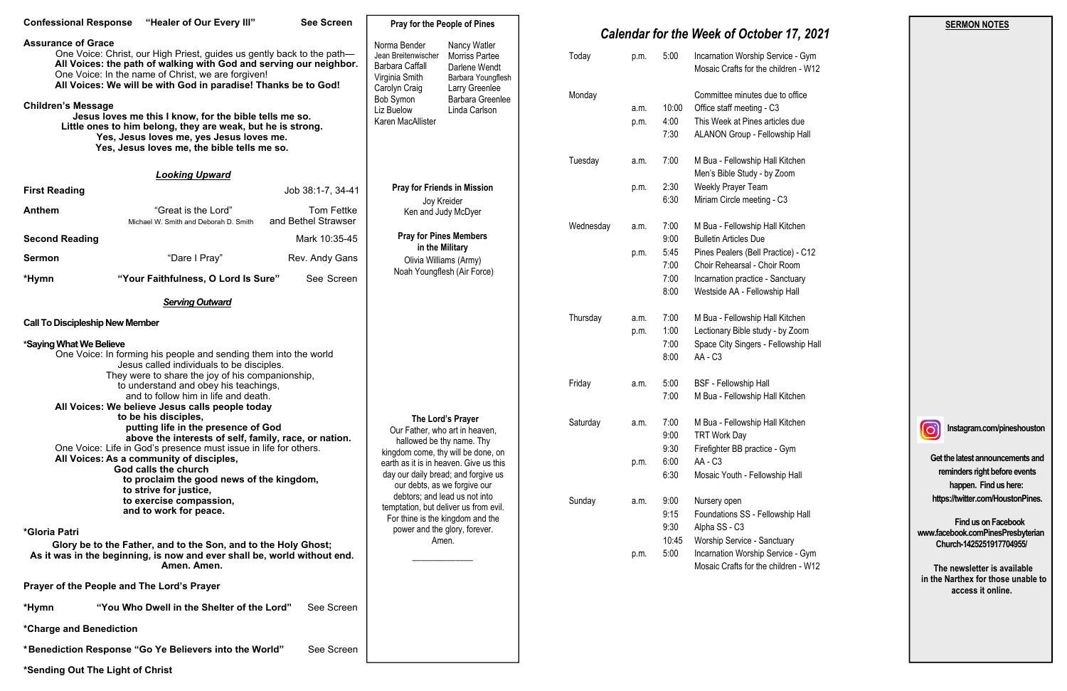**Confessional Response** **"Healer of Our Every Ill"** **See Screen**

**Assurance of Grace**

One Voice: Christ, our High Priest, guides us gently back to the path—
**All Voices: the path of walking with God and serving our neighbor.**
One Voice: In the name of Christ, we are forgiven!
**All Voices: We will be with God in paradise! Thanks be to God!**

**Children's Message**

**Jesus loves me this I know, for the bible tells me so.**
**Little ones to him belong, they are weak, but he is strong.**
**Yes, Jesus loves me, yes Jesus loves me.**
**Yes, Jesus loves me, the bible tells me so.**

***Looking Upward***

**First Reading** Job 38:1-7, 34-41

**Anthem** "Great is the Lord" Tom Fettke
Michael W. Smith and Deborah D. Smith and Bethel Strawser

**Second Reading** Mark 10:35-45

**Sermon** "Dare I Pray" Rev. Andy Gans

***Hymn** **"Your Faithfulness, O Lord Is Sure"** See Screen

***Serving Outward***

**Call To Discipleship New Member**

***Saying What We Believe**

One Voice: In forming his people and sending them into the world
Jesus called individuals to be disciples.
They were to share the joy of his companionship,
to understand and obey his teachings,
and to follow him in life and death.
**All Voices: We believe Jesus calls people today**
**to be his disciples,**
**putting life in the presence of God**
**above the interests of self, family, race, or nation.**
One Voice: Life in God's presence must issue in life for others.
**All Voices: As a community of disciples,**
**God calls the church**
**to proclaim the good news of the kingdom,**
**to strive for justice,**
**to exercise compassion,**
**and to work for peace.**

***Gloria Patri**

**Glory be to the Father, and to the Son, and to the Holy Ghost;**
**As it was in the beginning, is now and ever shall be, world without end.**
**Amen. Amen.**

**Prayer of the People and The Lord's Prayer**

***Hymn** **"You Who Dwell in the Shelter of the Lord"** See Screen

***Charge and Benediction**

***Benediction Response "Go Ye Believers into the World"** See Screen

***Sending Out The Light of Christ**

**Pray for the People of Pines**

Norma Bender
Jean Breitenwischer
Barbara Caffall
Virginia Smith
Carolyn Craig
Bob Symon
Liz Buelow
Karen MacAllister
Nancy Watler
Morriss Partee
Darlene Wendt
Barbara Youngflesh
Larry Greenlee
Barbara Greenlee
Linda Carlson

**Pray for Friends in Mission**

Joy Kreider
Ken and Judy McDyer

**Pray for Pines Members in the Military**

Olivia Williams (Army)
Noah Youngflesh (Air Force)

**The Lord's Prayer**

Our Father, who art in heaven, hallowed be thy name. Thy kingdom come, thy will be done, on earth as it is in heaven. Give us this day our daily bread; and forgive us our debts, as we forgive our debtors; and lead us not into temptation, but deliver us from evil. For thine is the kingdom and the power and the glory, forever. Amen.

___________

## *Calendar for the Week of October 17, 2021*

| | | | |
|---|---|---|---|
| Today | p.m. | 5:00 | Incarnation Worship Service - Gym |
| | | | Mosaic Crafts for the children - W12 |
| Monday | | | Committee minutes due to office |
| | a.m. | 10:00 | Office staff meeting - C3 |
| | p.m. | 4:00 | This Week at Pines articles due |
| | | 7:30 | ALANON Group - Fellowship Hall |
| Tuesday | a.m. | 7:00 | M Bua - Fellowship Hall Kitchen |
| | | | Men's Bible Study - by Zoom |
| | p.m. | 2:30 | Weekly Prayer Team |
| | | 6:30 | Miriam Circle meeting - C3 |
| Wednesday | a.m. | 7:00 | M Bua - Fellowship Hall Kitchen |
| | | 9:00 | Bulletin Articles Due |
| | p.m. | 5:45 | Pines Pealers (Bell Practice) - C12 |
| | | 7:00 | Choir Rehearsal - Choir Room |
| | | 7:00 | Incarnation practice - Sanctuary |
| | | 8:00 | Westside AA - Fellowship Hall |
| Thursday | a.m. | 7:00 | M Bua - Fellowship Hall Kitchen |
| | p.m. | 1:00 | Lectionary Bible study - by Zoom |
| | | 7:00 | Space City Singers - Fellowship Hall |
| | | 8:00 | AA - C3 |
| Friday | a.m. | 5:00 | BSF - Fellowship Hall |
| | | 7:00 | M Bua - Fellowship Hall Kitchen |
| Saturday | a.m. | 7:00 | M Bua - Fellowship Hall Kitchen |
| | | 9:00 | TRT Work Day |
| | | 9:30 | Firefighter BB practice - Gym |
| | p.m. | 6:00 | AA - C3 |
| | | 6:30 | Mosaic Youth - Fellowship Hall |
| Sunday | a.m. | 9:00 | Nursery open |
| | | 9:15 | Foundations SS - Fellowship Hall |
| | | 9:30 | Alpha SS - C3 |
| | | 10:45 | Worship Service - Sanctuary |
| | p.m. | 5:00 | Incarnation Worship Service - Gym |
| | | | Mosaic Crafts for the children - W12 |

**SERMON NOTES**

**Instagram.com/pineshouston**

**Get the latest announcements and reminders right before events happen. Find us here: https://twitter.com/HoustonPines.**

**Find us on Facebook www.facebook.comPinesPresbyterian Church-1425251917704955/**

**The newsletter is available in the Narthex for those unable to access it online.**